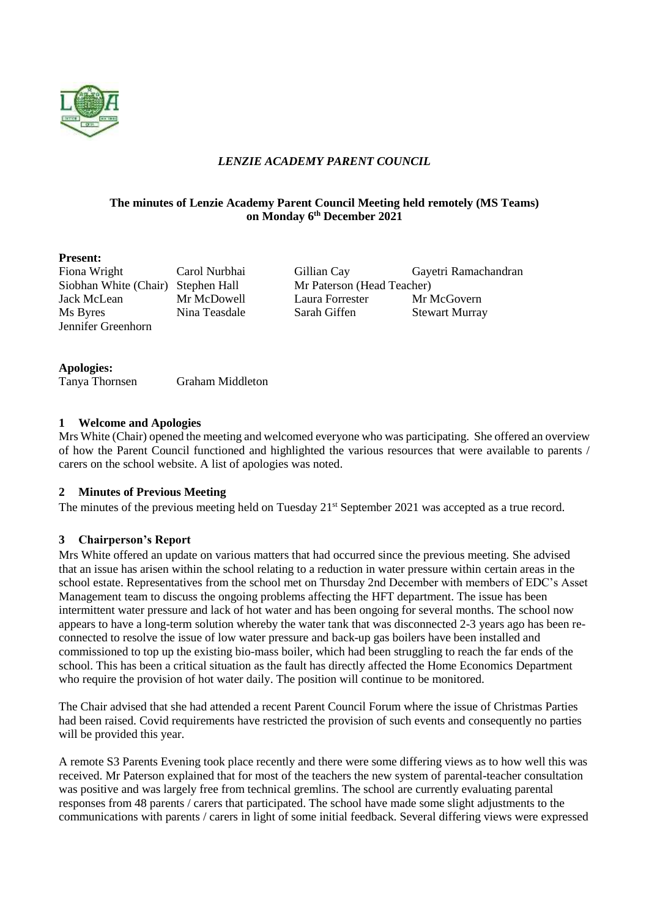# *LENZIE ACADEMY PARENT COUNCIL*

**The minutes of Lenzie Academy Parent Council Meeting held remotely (MS Teams) on Monday 6th December 2021**

**Present:**

| | | | |
|---|---|---|---|
| Fiona Wright | Carol Nurbhai | Gillian Cay | Gayetri Ramachandran |
| Siobhan White (Chair) | Stephen Hall | Mr Paterson (Head Teacher) | |
| Jack McLean | Mr McDowell | Laura Forrester | Mr McGovern |
| Ms Byres | Nina Teasdale | Sarah Giffen | Stewart Murray |
| Jennifer Greenhorn | | | |

**Apologies:**

Tanya Thornsen Graham Middleton

## 1 Welcome and Apologies

Mrs White (Chair) opened the meeting and welcomed everyone who was participating. She offered an overview of how the Parent Council functioned and highlighted the various resources that were available to parents / carers on the school website. A list of apologies was noted.

## 2 Minutes of Previous Meeting

The minutes of the previous meeting held on Tuesday 21st September 2021 was accepted as a true record.

## 3 Chairperson's Report

Mrs White offered an update on various matters that had occurred since the previous meeting. She advised that an issue has arisen within the school relating to a reduction in water pressure within certain areas in the school estate. Representatives from the school met on Thursday 2nd December with members of EDC's Asset Management team to discuss the ongoing problems affecting the HFT department. The issue has been intermittent water pressure and lack of hot water and has been ongoing for several months. The school now appears to have a long-term solution whereby the water tank that was disconnected 2-3 years ago has been re-connected to resolve the issue of low water pressure and back-up gas boilers have been installed and commissioned to top up the existing bio-mass boiler, which had been struggling to reach the far ends of the school. This has been a critical situation as the fault has directly affected the Home Economics Department who require the provision of hot water daily. The position will continue to be monitored.

The Chair advised that she had attended a recent Parent Council Forum where the issue of Christmas Parties had been raised. Covid requirements have restricted the provision of such events and consequently no parties will be provided this year.

A remote S3 Parents Evening took place recently and there were some differing views as to how well this was received. Mr Paterson explained that for most of the teachers the new system of parental-teacher consultation was positive and was largely free from technical gremlins. The school are currently evaluating parental responses from 48 parents / carers that participated. The school have made some slight adjustments to the communications with parents / carers in light of some initial feedback. Several differing views were expressed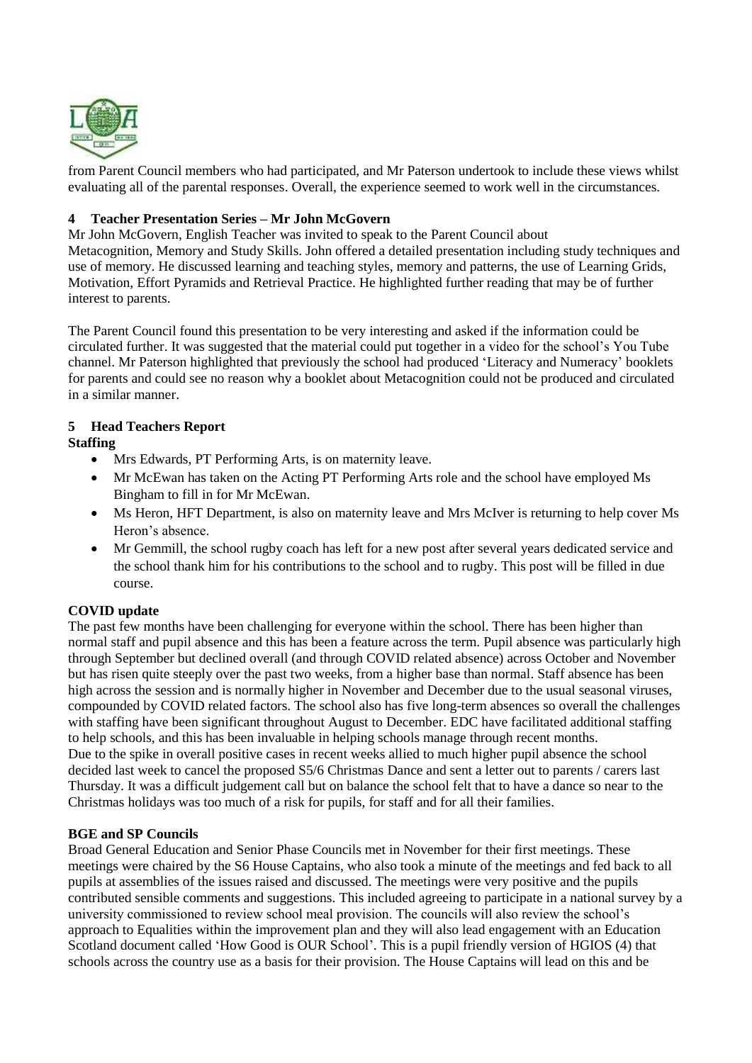from Parent Council members who had participated, and Mr Paterson undertook to include these views whilst evaluating all of the parental responses. Overall, the experience seemed to work well in the circumstances.

## 4 Teacher Presentation Series – Mr John McGovern

Mr John McGovern, English Teacher was invited to speak to the Parent Council about Metacognition, Memory and Study Skills. John offered a detailed presentation including study techniques and use of memory. He discussed learning and teaching styles, memory and patterns, the use of Learning Grids, Motivation, Effort Pyramids and Retrieval Practice. He highlighted further reading that may be of further interest to parents.

The Parent Council found this presentation to be very interesting and asked if the information could be circulated further. It was suggested that the material could put together in a video for the school's You Tube channel. Mr Paterson highlighted that previously the school had produced 'Literacy and Numeracy' booklets for parents and could see no reason why a booklet about Metacognition could not be produced and circulated in a similar manner.

## 5 Head Teachers Report

**Staffing**

- Mrs Edwards, PT Performing Arts, is on maternity leave.
- Mr McEwan has taken on the Acting PT Performing Arts role and the school have employed Ms Bingham to fill in for Mr McEwan.
- Ms Heron, HFT Department, is also on maternity leave and Mrs McIver is returning to help cover Ms Heron's absence.
- Mr Gemmill, the school rugby coach has left for a new post after several years dedicated service and the school thank him for his contributions to the school and to rugby. This post will be filled in due course.

**COVID update**

The past few months have been challenging for everyone within the school. There has been higher than normal staff and pupil absence and this has been a feature across the term. Pupil absence was particularly high through September but declined overall (and through COVID related absence) across October and November but has risen quite steeply over the past two weeks, from a higher base than normal. Staff absence has been high across the session and is normally higher in November and December due to the usual seasonal viruses, compounded by COVID related factors. The school also has five long-term absences so overall the challenges with staffing have been significant throughout August to December. EDC have facilitated additional staffing to help schools, and this has been invaluable in helping schools manage through recent months.
Due to the spike in overall positive cases in recent weeks allied to much higher pupil absence the school decided last week to cancel the proposed S5/6 Christmas Dance and sent a letter out to parents / carers last Thursday. It was a difficult judgement call but on balance the school felt that to have a dance so near to the Christmas holidays was too much of a risk for pupils, for staff and for all their families.

**BGE and SP Councils**

Broad General Education and Senior Phase Councils met in November for their first meetings. These meetings were chaired by the S6 House Captains, who also took a minute of the meetings and fed back to all pupils at assemblies of the issues raised and discussed. The meetings were very positive and the pupils contributed sensible comments and suggestions. This included agreeing to participate in a national survey by a university commissioned to review school meal provision. The councils will also review the school's approach to Equalities within the improvement plan and they will also lead engagement with an Education Scotland document called 'How Good is OUR School'. This is a pupil friendly version of HGIOS (4) that schools across the country use as a basis for their provision. The House Captains will lead on this and be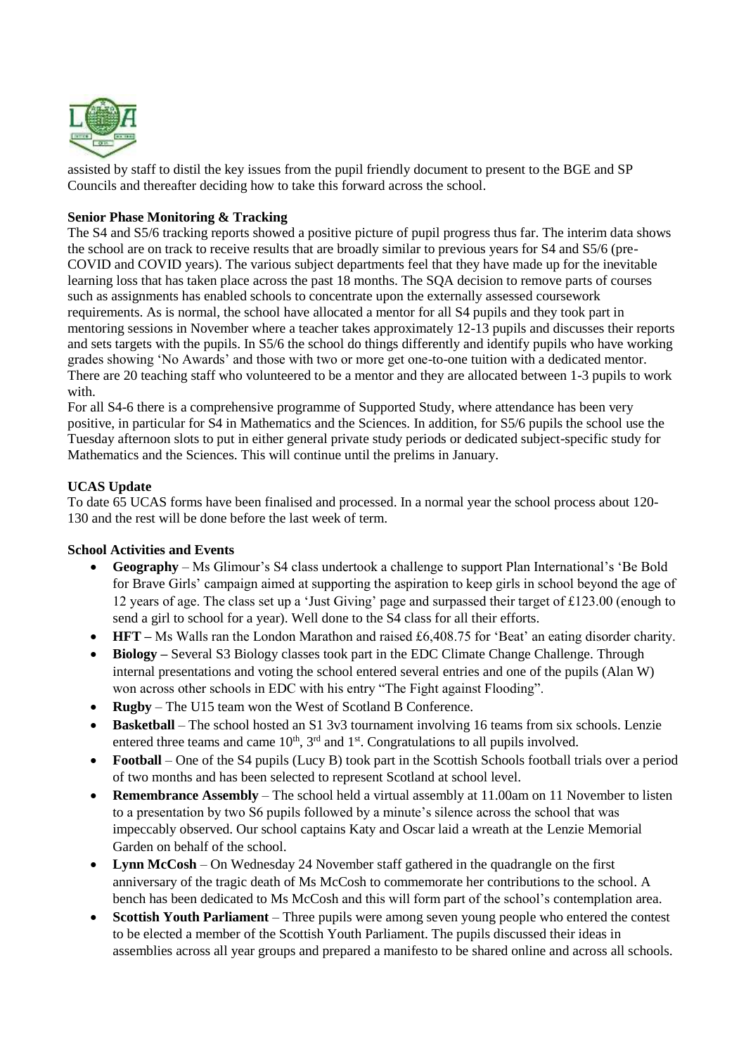assisted by staff to distil the key issues from the pupil friendly document to present to the BGE and SP Councils and thereafter deciding how to take this forward across the school.

**Senior Phase Monitoring & Tracking**

The S4 and S5/6 tracking reports showed a positive picture of pupil progress thus far. The interim data shows the school are on track to receive results that are broadly similar to previous years for S4 and S5/6 (pre-COVID and COVID years). The various subject departments feel that they have made up for the inevitable learning loss that has taken place across the past 18 months. The SQA decision to remove parts of courses such as assignments has enabled schools to concentrate upon the externally assessed coursework requirements. As is normal, the school have allocated a mentor for all S4 pupils and they took part in mentoring sessions in November where a teacher takes approximately 12-13 pupils and discusses their reports and sets targets with the pupils. In S5/6 the school do things differently and identify pupils who have working grades showing 'No Awards' and those with two or more get one-to-one tuition with a dedicated mentor. There are 20 teaching staff who volunteered to be a mentor and they are allocated between 1-3 pupils to work with.

For all S4-6 there is a comprehensive programme of Supported Study, where attendance has been very positive, in particular for S4 in Mathematics and the Sciences. In addition, for S5/6 pupils the school use the Tuesday afternoon slots to put in either general private study periods or dedicated subject-specific study for Mathematics and the Sciences. This will continue until the prelims in January.

**UCAS Update**

To date 65 UCAS forms have been finalised and processed. In a normal year the school process about 120-130 and the rest will be done before the last week of term.

**School Activities and Events**

- **Geography** – Ms Glimour's S4 class undertook a challenge to support Plan International's 'Be Bold for Brave Girls' campaign aimed at supporting the aspiration to keep girls in school beyond the age of 12 years of age. The class set up a 'Just Giving' page and surpassed their target of £123.00 (enough to send a girl to school for a year). Well done to the S4 class for all their efforts.
- **HFT –** Ms Walls ran the London Marathon and raised £6,408.75 for 'Beat' an eating disorder charity.
- **Biology –** Several S3 Biology classes took part in the EDC Climate Change Challenge. Through internal presentations and voting the school entered several entries and one of the pupils (Alan W) won across other schools in EDC with his entry "The Fight against Flooding".
- **Rugby** – The U15 team won the West of Scotland B Conference.
- **Basketball** – The school hosted an S1 3v3 tournament involving 16 teams from six schools. Lenzie entered three teams and came 10th, 3rd and 1st. Congratulations to all pupils involved.
- **Football** – One of the S4 pupils (Lucy B) took part in the Scottish Schools football trials over a period of two months and has been selected to represent Scotland at school level.
- **Remembrance Assembly** – The school held a virtual assembly at 11.00am on 11 November to listen to a presentation by two S6 pupils followed by a minute's silence across the school that was impeccably observed. Our school captains Katy and Oscar laid a wreath at the Lenzie Memorial Garden on behalf of the school.
- **Lynn McCosh** – On Wednesday 24 November staff gathered in the quadrangle on the first anniversary of the tragic death of Ms McCosh to commemorate her contributions to the school. A bench has been dedicated to Ms McCosh and this will form part of the school's contemplation area.
- **Scottish Youth Parliament** – Three pupils were among seven young people who entered the contest to be elected a member of the Scottish Youth Parliament. The pupils discussed their ideas in assemblies across all year groups and prepared a manifesto to be shared online and across all schools.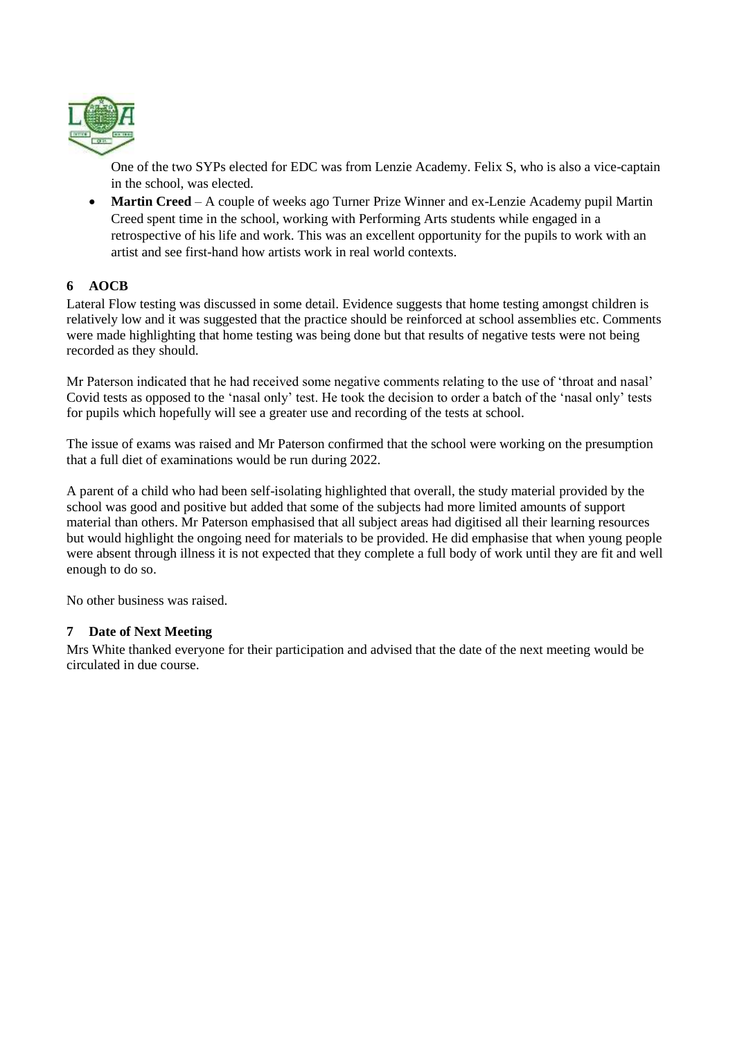One of the two SYPs elected for EDC was from Lenzie Academy. Felix S, who is also a vice-captain in the school, was elected.

- **Martin Creed** – A couple of weeks ago Turner Prize Winner and ex-Lenzie Academy pupil Martin Creed spent time in the school, working with Performing Arts students while engaged in a retrospective of his life and work. This was an excellent opportunity for the pupils to work with an artist and see first-hand how artists work in real world contexts.

### 6 AOCB

Lateral Flow testing was discussed in some detail. Evidence suggests that home testing amongst children is relatively low and it was suggested that the practice should be reinforced at school assemblies etc. Comments were made highlighting that home testing was being done but that results of negative tests were not being recorded as they should.

Mr Paterson indicated that he had received some negative comments relating to the use of 'throat and nasal' Covid tests as opposed to the 'nasal only' test. He took the decision to order a batch of the 'nasal only' tests for pupils which hopefully will see a greater use and recording of the tests at school.

The issue of exams was raised and Mr Paterson confirmed that the school were working on the presumption that a full diet of examinations would be run during 2022.

A parent of a child who had been self-isolating highlighted that overall, the study material provided by the school was good and positive but added that some of the subjects had more limited amounts of support material than others. Mr Paterson emphasised that all subject areas had digitised all their learning resources but would highlight the ongoing need for materials to be provided. He did emphasise that when young people were absent through illness it is not expected that they complete a full body of work until they are fit and well enough to do so.

No other business was raised.

### 7 Date of Next Meeting

Mrs White thanked everyone for their participation and advised that the date of the next meeting would be circulated in due course.